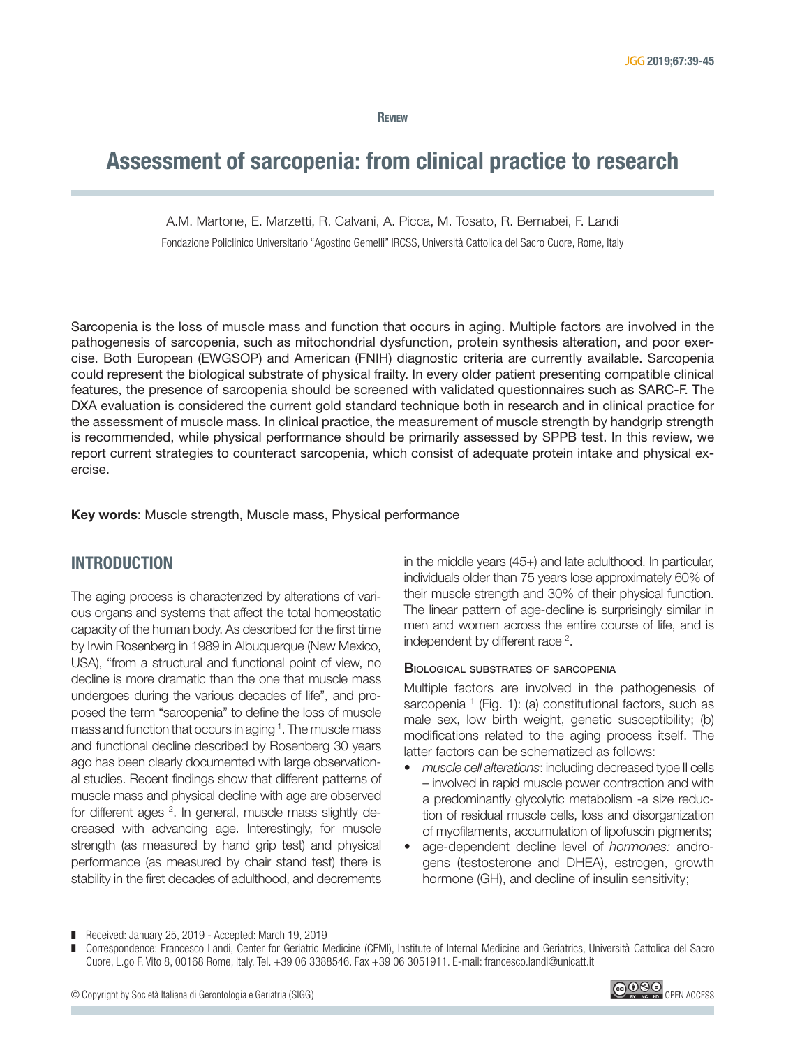Review

# Assessment of sarcopenia: from clinical practice to research

A.M. Martone, E. Marzetti, R. Calvani, A. Picca, M. Tosato, R. Bernabei, F. Landi

Fondazione Policlinico Universitario "Agostino Gemelli" IRCSS, Università Cattolica del Sacro Cuore, Rome, Italy

Sarcopenia is the loss of muscle mass and function that occurs in aging. Multiple factors are involved in the pathogenesis of sarcopenia, such as mitochondrial dysfunction, protein synthesis alteration, and poor exercise. Both European (EWGSOP) and American (FNIH) diagnostic criteria are currently available. Sarcopenia could represent the biological substrate of physical frailty. In every older patient presenting compatible clinical features, the presence of sarcopenia should be screened with validated questionnaires such as SARC-F. The DXA evaluation is considered the current gold standard technique both in research and in clinical practice for the assessment of muscle mass. In clinical practice, the measurement of muscle strength by handgrip strength is recommended, while physical performance should be primarily assessed by SPPB test. In this review, we report current strategies to counteract sarcopenia, which consist of adequate protein intake and physical exercise.

**Key words**: Muscle strength, Muscle mass, Physical performance

## INTRODUCTION

The aging process is characterized by alterations of various organs and systems that affect the total homeostatic capacity of the human body. As described for the first time by Irwin Rosenberg in 1989 in Albuquerque (New Mexico, USA), "from a structural and functional point of view, no decline is more dramatic than the one that muscle mass undergoes during the various decades of life", and proposed the term "sarcopenia" to define the loss of muscle mass and function that occurs in aging [1]. The muscle mass and functional decline described by Rosenberg 30 years ago has been clearly documented with large observational studies. Recent findings show that different patterns of muscle mass and physical decline with age are observed for different ages [2]. In general, muscle mass slightly decreased with advancing age. Interestingly, for muscle strength (as measured by hand grip test) and physical performance (as measured by chair stand test) there is stability in the first decades of adulthood, and decrements in the middle years (45+) and late adulthood. In particular, individuals older than 75 years lose approximately 60% of their muscle strength and 30% of their physical function. The linear pattern of age-decline is surprisingly similar in men and women across the entire course of life, and is independent by different race [2].

### Biological substrates of sarcopenia

Multiple factors are involved in the pathogenesis of sarcopenia [1] (Fig. 1): (a) constitutional factors, such as male sex, low birth weight, genetic susceptibility; (b) modifications related to the aging process itself. The latter factors can be schematized as follows:

- *muscle cell alterations*: including decreased type II cells – involved in rapid muscle power contraction and with a predominantly glycolytic metabolism -a size reduction of residual muscle cells, loss and disorganization of myofilaments, accumulation of lipofuscin pigments;
- age-dependent decline level of *hormones:* androgens (testosterone and DHEA), estrogen, growth hormone (GH), and decline of insulin sensitivity;

Received: January 25, 2019 - Accepted: March 19, 2019

Correspondence: Francesco Landi, Center for Geriatric Medicine (CEMI), Institute of Internal Medicine and Geriatrics, Università Cattolica del Sacro Cuore, L.go F. Vito 8, 00168 Rome, Italy. Tel. +39 06 3388546. Fax +39 06 3051911. E-mail: francesco.landi@unicatt.it

© Copyright by Società Italiana di Gerontologia e Geriatria (SIGG)

OPEN ACCESS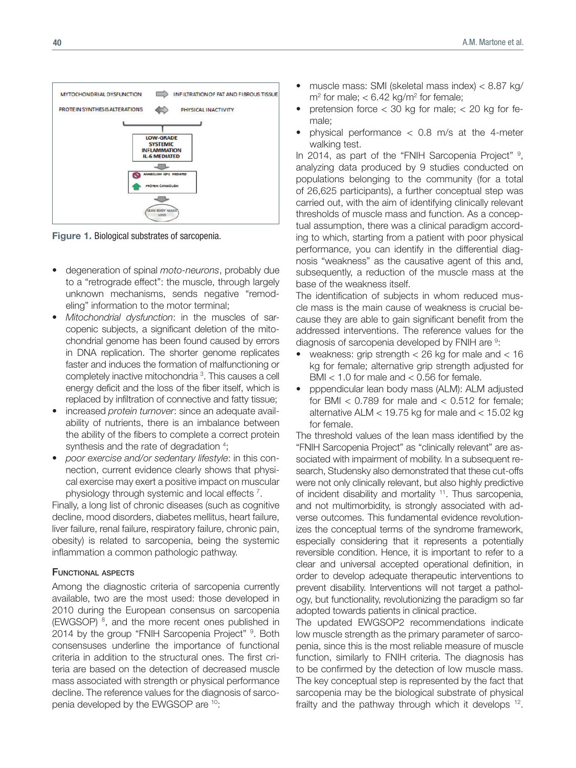Figure 1. Biological substrates of sarcopenia.

- degeneration of spinal *moto-neurons*, probably due to a "retrograde effect": the muscle, through largely unknown mechanisms, sends negative "remodeling" information to the motor terminal;
- *Mitochondrial dysfunction*: in the muscles of sarcopenic subjects, a significant deletion of the mitochondrial genome has been found caused by errors in DNA replication. The shorter genome replicates faster and induces the formation of malfunctioning or completely inactive mitochondria [3]. This causes a cell energy deficit and the loss of the fiber itself, which is replaced by infiltration of connective and fatty tissue;
- increased *protein turnover*: since an adequate availability of nutrients, there is an imbalance between the ability of the fibers to complete a correct protein synthesis and the rate of degradation [4];
- *poor exercise and/or sedentary lifestyle*: in this connection, current evidence clearly shows that physical exercise may exert a positive impact on muscular physiology through systemic and local effects [7].

Finally, a long list of chronic diseases (such as cognitive decline, mood disorders, diabetes mellitus, heart failure, liver failure, renal failure, respiratory failure, chronic pain, obesity) is related to sarcopenia, being the systemic inflammation a common pathologic pathway.

### Functional aspects

Among the diagnostic criteria of sarcopenia currently available, two are the most used: those developed in 2010 during the European consensus on sarcopenia (EWGSOP) [8], and the more recent ones published in 2014 by the group "FNIH Sarcopenia Project" [9]. Both consensuses underline the importance of functional criteria in addition to the structural ones. The first criteria are based on the detection of decreased muscle mass associated with strength or physical performance decline. The reference values for the diagnosis of sarcopenia developed by the EWGSOP are [10]:

- muscle mass: SMI (skeletal mass index) < 8.87 kg/m$^2$ for male; < 6.42 kg/m$^2$ for female;
- pretension force < 30 kg for male; < 20 kg for female;
- physical performance < 0.8 m/s at the 4-meter walking test.

In 2014, as part of the "FNIH Sarcopenia Project" [9], analyzing data produced by 9 studies conducted on populations belonging to the community (for a total of 26,625 participants), a further conceptual step was carried out, with the aim of identifying clinically relevant thresholds of muscle mass and function. As a conceptual assumption, there was a clinical paradigm according to which, starting from a patient with poor physical performance, you can identify in the differential diagnosis "weakness" as the causative agent of this and, subsequently, a reduction of the muscle mass at the base of the weakness itself.

The identification of subjects in whom reduced muscle mass is the main cause of weakness is crucial because they are able to gain significant benefit from the addressed interventions. The reference values for the diagnosis of sarcopenia developed by FNIH are [9]:

- weakness: grip strength < 26 kg for male and < 16 kg for female; alternative grip strength adjusted for BMI < 1.0 for male and < 0.56 for female.
- pppendicular lean body mass (ALM): ALM adjusted for BMI < 0.789 for male and < 0.512 for female; alternative ALM < 19.75 kg for male and < 15.02 kg for female.

The threshold values of the lean mass identified by the "FNIH Sarcopenia Project" as "clinically relevant" are associated with impairment of mobility. In a subsequent research, Studensky also demonstrated that these cut-offs were not only clinically relevant, but also highly predictive of incident disability and mortality [11]. Thus sarcopenia, and not multimorbidity, is strongly associated with adverse outcomes. This fundamental evidence revolutionizes the conceptual terms of the syndrome framework, especially considering that it represents a potentially reversible condition. Hence, it is important to refer to a clear and universal accepted operational definition, in order to develop adequate therapeutic interventions to prevent disability. Interventions will not target a pathology, but functionality, revolutionizing the paradigm so far adopted towards patients in clinical practice.

The updated EWGSOP2 recommendations indicate low muscle strength as the primary parameter of sarcopenia, since this is the most reliable measure of muscle function, similarly to FNIH criteria. The diagnosis has to be confirmed by the detection of low muscle mass. The key conceptual step is represented by the fact that sarcopenia may be the biological substrate of physical frailty and the pathway through which it develops [12].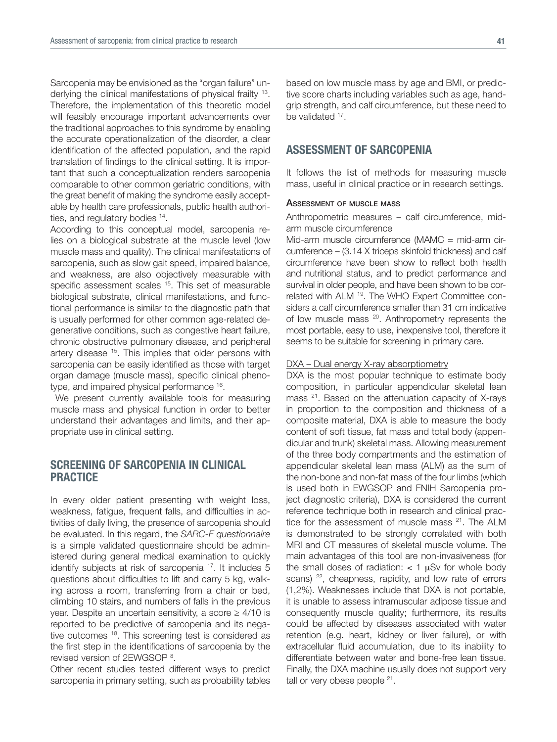Sarcopenia may be envisioned as the "organ failure" underlying the clinical manifestations of physical frailty [13]. Therefore, the implementation of this theoretic model will feasibly encourage important advancements over the traditional approaches to this syndrome by enabling the accurate operationalization of the disorder, a clear identification of the affected population, and the rapid translation of findings to the clinical setting. It is important that such a conceptualization renders sarcopenia comparable to other common geriatric conditions, with the great benefit of making the syndrome easily acceptable by health care professionals, public health authorities, and regulatory bodies [14].

According to this conceptual model, sarcopenia relies on a biological substrate at the muscle level (low muscle mass and quality). The clinical manifestations of sarcopenia, such as slow gait speed, impaired balance, and weakness, are also objectively measurable with specific assessment scales [15]. This set of measurable biological substrate, clinical manifestations, and functional performance is similar to the diagnostic path that is usually performed for other common age-related degenerative conditions, such as congestive heart failure, chronic obstructive pulmonary disease, and peripheral artery disease [15]. This implies that older persons with sarcopenia can be easily identified as those with target organ damage (muscle mass), specific clinical phenotype, and impaired physical performance [16].

We present currently available tools for measuring muscle mass and physical function in order to better understand their advantages and limits, and their appropriate use in clinical setting.

## SCREENING OF SARCOPENIA IN CLINICAL PRACTICE

In every older patient presenting with weight loss, weakness, fatigue, frequent falls, and difficulties in activities of daily living, the presence of sarcopenia should be evaluated. In this regard, the *SARC-F questionnaire* is a simple validated questionnaire should be administered during general medical examination to quickly identify subjects at risk of sarcopenia [17]. It includes 5 questions about difficulties to lift and carry 5 kg, walking across a room, transferring from a chair or bed, climbing 10 stairs, and numbers of falls in the previous year. Despite an uncertain sensitivity, a score ≥ 4/10 is reported to be predictive of sarcopenia and its negative outcomes [18]. This screening test is considered as the first step in the identifications of sarcopenia by the revised version of 2EWGSOP [8].

Other recent studies tested different ways to predict sarcopenia in primary setting, such as probability tables based on low muscle mass by age and BMI, or predictive score charts including variables such as age, handgrip strength, and calf circumference, but these need to be validated [17].

## ASSESSMENT OF SARCOPENIA

It follows the list of methods for measuring muscle mass, useful in clinical practice or in research settings.

### Assessment of muscle mass

Anthropometric measures – calf circumference, mid-arm muscle circumference

Mid-arm muscle circumference (MAMC = mid-arm circumference – (3.14 X triceps skinfold thickness) and calf circumference have been show to reflect both health and nutritional status, and to predict performance and survival in older people, and have been shown to be correlated with ALM [19]. The WHO Expert Committee considers a calf circumference smaller than 31 cm indicative of low muscle mass [20]. Anthropometry represents the most portable, easy to use, inexpensive tool, therefore it seems to be suitable for screening in primary care.

<u>DXA – Dual energy X-ray absorptiometry</u>

DXA is the most popular technique to estimate body composition, in particular appendicular skeletal lean mass [21]. Based on the attenuation capacity of X-rays in proportion to the composition and thickness of a composite material, DXA is able to measure the body content of soft tissue, fat mass and total body (appendicular and trunk) skeletal mass. Allowing measurement of the three body compartments and the estimation of appendicular skeletal lean mass (ALM) as the sum of the non-bone and non-fat mass of the four limbs (which is used both in EWGSOP and FNIH Sarcopenia project diagnostic criteria), DXA is considered the current reference technique both in research and clinical practice for the assessment of muscle mass [21]. The ALM is demonstrated to be strongly correlated with both MRI and CT measures of skeletal muscle volume. The main advantages of this tool are non-invasiveness (for the small doses of radiation: < 1 μSv for whole body scans) [22], cheapness, rapidity, and low rate of errors (1,2%). Weaknesses include that DXA is not portable, it is unable to assess intramuscular adipose tissue and consequently muscle quality; furthermore, its results could be affected by diseases associated with water retention (e.g. heart, kidney or liver failure), or with extracellular fluid accumulation, due to its inability to differentiate between water and bone-free lean tissue. Finally, the DXA machine usually does not support very tall or very obese people [21].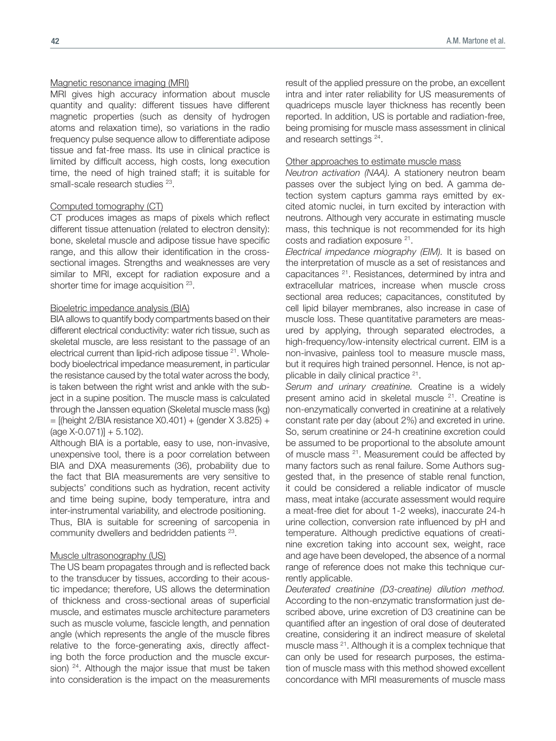Magnetic resonance imaging (MRI)

MRI gives high accuracy information about muscle quantity and quality: different tissues have different magnetic properties (such as density of hydrogen atoms and relaxation time), so variations in the radio frequency pulse sequence allow to differentiate adipose tissue and fat-free mass. Its use in clinical practice is limited by difficult access, high costs, long execution time, the need of high trained staff; it is suitable for small-scale research studies [23].

Computed tomography (CT)

CT produces images as maps of pixels which reflect different tissue attenuation (related to electron density): bone, skeletal muscle and adipose tissue have specific range, and this allow their identification in the cross-sectional images. Strengths and weaknesses are very similar to MRI, except for radiation exposure and a shorter time for image acquisition [23].

Bioeletric impedance analysis (BIA)

BIA allows to quantify body compartments based on their different electrical conductivity: water rich tissue, such as skeletal muscle, are less resistant to the passage of an electrical current than lipid-rich adipose tissue [21]. Whole-body bioelectrical impedance measurement, in particular the resistance caused by the total water across the body, is taken between the right wrist and ankle with the subject in a supine position. The muscle mass is calculated through the Janssen equation (Skeletal muscle mass (kg) = [(height 2/BIA resistance X0.401) + (gender X 3.825) + (age X-0.071)] + 5.102).

Although BIA is a portable, easy to use, non-invasive, unexpensive tool, there is a poor correlation between BIA and DXA measurements (36), probability due to the fact that BIA measurements are very sensitive to subjects' conditions such as hydration, recent activity and time being supine, body temperature, intra and inter-instrumental variability, and electrode positioning.
Thus, BIA is suitable for screening of sarcopenia in community dwellers and bedridden patients [23].

Muscle ultrasonography (US)

The US beam propagates through and is reflected back to the transducer by tissues, according to their acoustic impedance; therefore, US allows the determination of thickness and cross-sectional areas of superficial muscle, and estimates muscle architecture parameters such as muscle volume, fascicle length, and pennation angle (which represents the angle of the muscle fibres relative to the force-generating axis, directly affecting both the force production and the muscle excursion) [24]. Although the major issue that must be taken into consideration is the impact on the measurements result of the applied pressure on the probe, an excellent intra and inter rater reliability for US measurements of quadriceps muscle layer thickness has recently been reported. In addition, US is portable and radiation-free, being promising for muscle mass assessment in clinical and research settings [24].

Other approaches to estimate muscle mass

*Neutron activation (NAA).* A stationery neutron beam passes over the subject lying on bed. A gamma detection system capturs gamma rays emitted by excited atomic nuclei, in turn excited by interaction with neutrons. Although very accurate in estimating muscle mass, this technique is not recommended for its high costs and radiation exposure [21].

*Electrical impedance miography (EIM).* It is based on the interpretation of muscle as a set of resistances and capacitances [21]. Resistances, determined by intra and extracellular matrices, increase when muscle cross sectional area reduces; capacitances, constituted by cell lipid bilayer membranes, also increase in case of muscle loss. These quantitative parameters are measured by applying, through separated electrodes, a high-frequency/low-intensity electrical current. EIM is a non-invasive, painless tool to measure muscle mass, but it requires high trained personnel. Hence, is not applicable in daily clinical practice [21].

*Serum and urinary creatinine.* Creatine is a widely present amino acid in skeletal muscle [21]. Creatine is non-enzymatically converted in creatinine at a relatively constant rate per day (about 2%) and excreted in urine. So, serum creatinine or 24-h creatinine excretion could be assumed to be proportional to the absolute amount of muscle mass [21]. Measurement could be affected by many factors such as renal failure. Some Authors suggested that, in the presence of stable renal function, it could be considered a reliable indicator of muscle mass, meat intake (accurate assessment would require a meat-free diet for about 1-2 weeks), inaccurate 24-h urine collection, conversion rate influenced by pH and temperature. Although predictive equations of creatinine excretion taking into account sex, weight, race and age have been developed, the absence of a normal range of reference does not make this technique currently applicable.

*Deuterated creatinine (D3-creatine) dilution method.* According to the non-enzymatic transformation just described above, urine excretion of D3 creatinine can be quantified after an ingestion of oral dose of deuterated creatine, considering it an indirect measure of skeletal muscle mass [21]. Although it is a complex technique that can only be used for research purposes, the estimation of muscle mass with this method showed excellent concordance with MRI measurements of muscle mass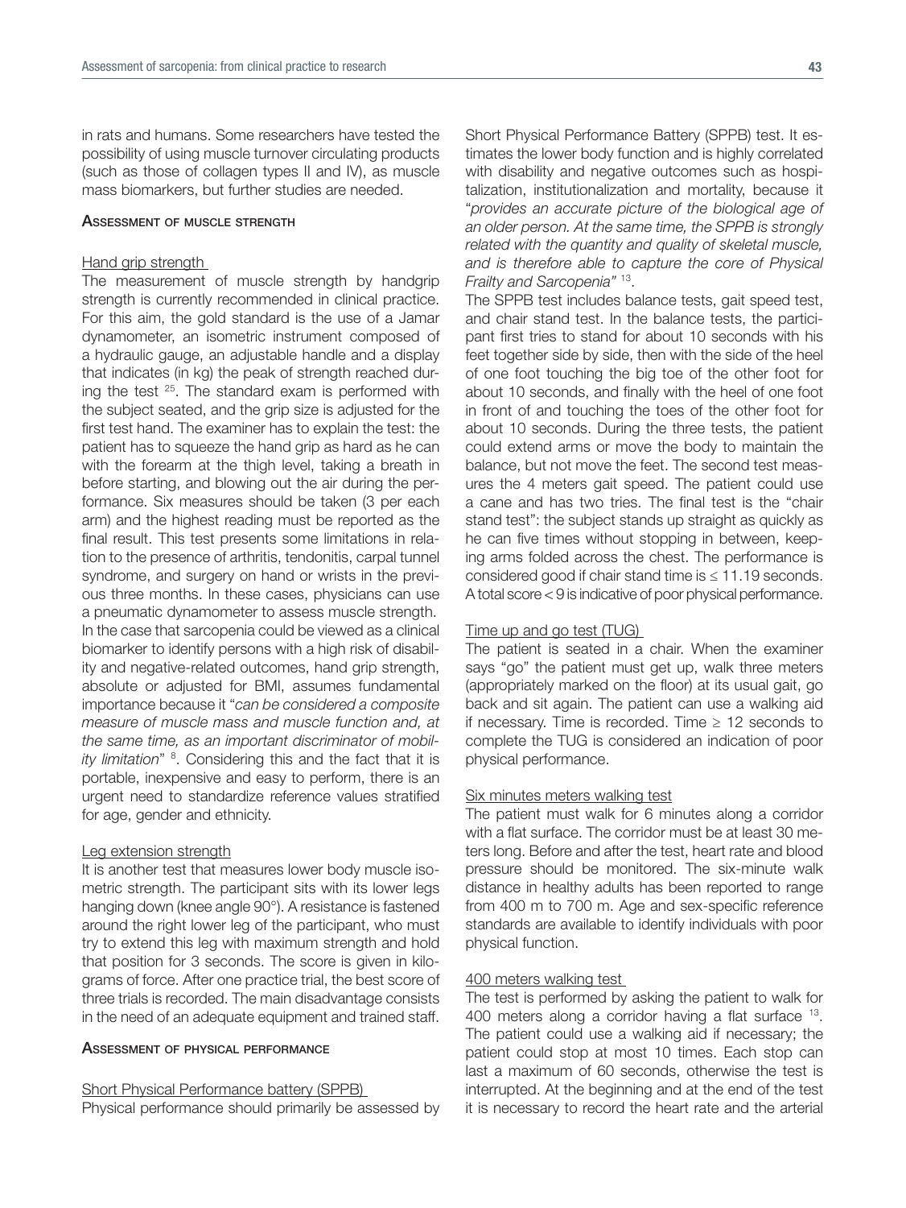in rats and humans. Some researchers have tested the possibility of using muscle turnover circulating products (such as those of collagen types II and IV), as muscle mass biomarkers, but further studies are needed.

### Assessment of muscle strength

#### Hand grip strength

The measurement of muscle strength by handgrip strength is currently recommended in clinical practice. For this aim, the gold standard is the use of a Jamar dynamometer, an isometric instrument composed of a hydraulic gauge, an adjustable handle and a display that indicates (in kg) the peak of strength reached during the test [25]. The standard exam is performed with the subject seated, and the grip size is adjusted for the first test hand. The examiner has to explain the test: the patient has to squeeze the hand grip as hard as he can with the forearm at the thigh level, taking a breath in before starting, and blowing out the air during the performance. Six measures should be taken (3 per each arm) and the highest reading must be reported as the final result. This test presents some limitations in relation to the presence of arthritis, tendonitis, carpal tunnel syndrome, and surgery on hand or wrists in the previous three months. In these cases, physicians can use a pneumatic dynamometer to assess muscle strength. In the case that sarcopenia could be viewed as a clinical biomarker to identify persons with a high risk of disability and negative-related outcomes, hand grip strength, absolute or adjusted for BMI, assumes fundamental importance because it "*can be considered a composite measure of muscle mass and muscle function and, at the same time, as an important discriminator of mobility limitation*" [8]. Considering this and the fact that it is portable, inexpensive and easy to perform, there is an urgent need to standardize reference values stratified for age, gender and ethnicity.

#### Leg extension strength

It is another test that measures lower body muscle isometric strength. The participant sits with its lower legs hanging down (knee angle 90°). A resistance is fastened around the right lower leg of the participant, who must try to extend this leg with maximum strength and hold that position for 3 seconds. The score is given in kilograms of force. After one practice trial, the best score of three trials is recorded. The main disadvantage consists in the need of an adequate equipment and trained staff.

### Assessment of physical performance

#### Short Physical Performance battery (SPPB)

Physical performance should primarily be assessed by Short Physical Performance Battery (SPPB) test. It estimates the lower body function and is highly correlated with disability and negative outcomes such as hospitalization, institutionalization and mortality, because it "*provides an accurate picture of the biological age of an older person. At the same time, the SPPB is strongly related with the quantity and quality of skeletal muscle, and is therefore able to capture the core of Physical Frailty and Sarcopenia*" [13].

The SPPB test includes balance tests, gait speed test, and chair stand test. In the balance tests, the participant first tries to stand for about 10 seconds with his feet together side by side, then with the side of the heel of one foot touching the big toe of the other foot for about 10 seconds, and finally with the heel of one foot in front of and touching the toes of the other foot for about 10 seconds. During the three tests, the patient could extend arms or move the body to maintain the balance, but not move the feet. The second test measures the 4 meters gait speed. The patient could use a cane and has two tries. The final test is the "chair stand test": the subject stands up straight as quickly as he can five times without stopping in between, keeping arms folded across the chest. The performance is considered good if chair stand time is ≤ 11.19 seconds. A total score < 9 is indicative of poor physical performance.

#### Time up and go test (TUG)

The patient is seated in a chair. When the examiner says "go" the patient must get up, walk three meters (appropriately marked on the floor) at its usual gait, go back and sit again. The patient can use a walking aid if necessary. Time is recorded. Time ≥ 12 seconds to complete the TUG is considered an indication of poor physical performance.

#### Six minutes meters walking test

The patient must walk for 6 minutes along a corridor with a flat surface. The corridor must be at least 30 meters long. Before and after the test, heart rate and blood pressure should be monitored. The six-minute walk distance in healthy adults has been reported to range from 400 m to 700 m. Age and sex-specific reference standards are available to identify individuals with poor physical function.

#### 400 meters walking test

The test is performed by asking the patient to walk for 400 meters along a corridor having a flat surface [13]. The patient could use a walking aid if necessary; the patient could stop at most 10 times. Each stop can last a maximum of 60 seconds, otherwise the test is interrupted. At the beginning and at the end of the test it is necessary to record the heart rate and the arterial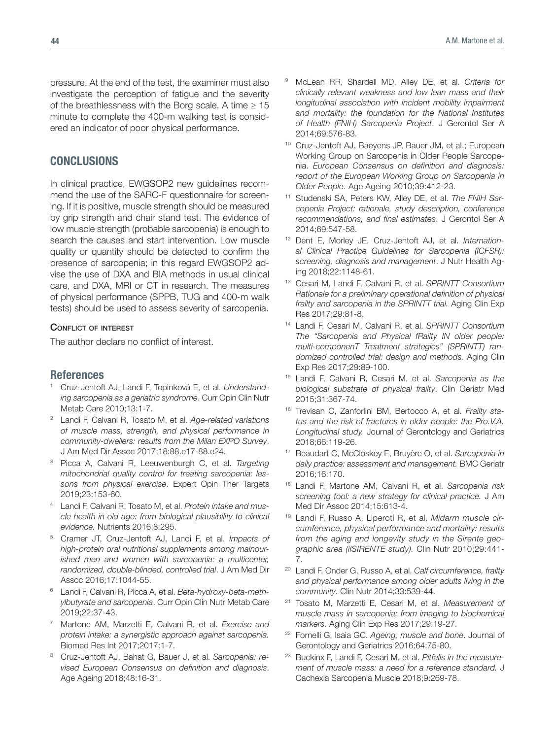pressure. At the end of the test, the examiner must also investigate the perception of fatigue and the severity of the breathlessness with the Borg scale. A time ≥ 15 minute to complete the 400-m walking test is considered an indicator of poor physical performance.

## CONCLUSIONS

In clinical practice, EWGSOP2 new guidelines recommend the use of the SARC-F questionnaire for screening. If it is positive, muscle strength should be measured by grip strength and chair stand test. The evidence of low muscle strength (probable sarcopenia) is enough to search the causes and start intervention. Low muscle quality or quantity should be detected to confirm the presence of sarcopenia; in this regard EWGSOP2 advise the use of DXA and BIA methods in usual clinical care, and DXA, MRI or CT in research. The measures of physical performance (SPPB, TUG and 400-m walk tests) should be used to assess severity of sarcopenia.

#### Conflict of interest

The author declare no conflict of interest.

## References

1. Cruz-Jentoft AJ, Landi F, Topinková E, et al. *Understanding sarcopenia as a geriatric syndrome*. Curr Opin Clin Nutr Metab Care 2010;13:1-7.
2. Landi F, Calvani R, Tosato M, et al. *Age-related variations of muscle mass, strength, and physical performance in community-dwellers: results from the Milan EXPO Survey*. J Am Med Dir Assoc 2017;18:88.e17-88.e24.
3. Picca A, Calvani R, Leeuwenburgh C, et al. *Targeting mitochondrial quality control for treating sarcopenia: lessons from physical exercise*. Expert Opin Ther Targets 2019;23:153-60.
4. Landi F, Calvani R, Tosato M, et al. *Protein intake and muscle health in old age: from biological plausibility to clinical evidence.* Nutrients 2016;8:295.
5. Cramer JT, Cruz-Jentoft AJ, Landi F, et al. *Impacts of high-protein oral nutritional supplements among malnourished men and women with sarcopenia: a multicenter, randomized, double-blinded, controlled trial*. J Am Med Dir Assoc 2016;17:1044-55.
6. Landi F, Calvani R, Picca A, et al. *Beta-hydroxy-beta-methylbutyrate and sarcopenia*. Curr Opin Clin Nutr Metab Care 2019;22:37-43.
7. Martone AM, Marzetti E, Calvani R, et al. *Exercise and protein intake: a synergistic approach against sarcopenia.* Biomed Res Int 2017;2017:1-7.
8. Cruz-Jentoft AJ, Bahat G, Bauer J, et al. *Sarcopenia: revised European Consensus on definition and diagnosis*. Age Ageing 2018;48:16-31.
9. McLean RR, Shardell MD, Alley DE, et al. *Criteria for clinically relevant weakness and low lean mass and their longitudinal association with incident mobility impairment and mortality: the foundation for the National Institutes of Health (FNIH) Sarcopenia Project*. J Gerontol Ser A 2014;69:576-83.
10. Cruz-Jentoft AJ, Baeyens JP, Bauer JM, et al.; European Working Group on Sarcopenia in Older People Sarcopenia. *European Consensus on definition and diagnosis: report of the European Working Group on Sarcopenia in Older People*. Age Ageing 2010;39:412-23.
11. Studenski SA, Peters KW, Alley DE, et al. *The FNIH Sarcopenia Project: rationale, study description, conference recommendations, and final estimates*. J Gerontol Ser A 2014;69:547-58.
12. Dent E, Morley JE, Cruz-Jentoft AJ, et al. *International Clinical Practice Guidelines for Sarcopenia (ICFSR): screening, diagnosis and management*. J Nutr Health Aging 2018;22:1148-61.
13. Cesari M, Landi F, Calvani R, et al. *SPRINTT Consortium Rationale for a preliminary operational definition of physical frailty and sarcopenia in the SPRINTT trial.* Aging Clin Exp Res 2017;29:81-8.
14. Landi F, Cesari M, Calvani R, et al. *SPRINTT Consortium The "Sarcopenia and Physical fRailty IN older people: multi-componenT Treatment strategies" (SPRINTT) randomized controlled trial: design and methods.* Aging Clin Exp Res 2017;29:89-100.
15. Landi F, Calvani R, Cesari M, et al. *Sarcopenia as the biological substrate of physical frailty*. Clin Geriatr Med 2015;31:367-74.
16. Trevisan C, Zanforlini BM, Bertocco A, et al. *Frailty status and the risk of fractures in older people: the Pro.V.A. Longitudinal study.* Journal of Gerontology and Geriatrics 2018;66:119-26.
17. Beaudart C, McCloskey E, Bruyère O, et al. *Sarcopenia in daily practice: assessment and management.* BMC Geriatr 2016;16:170.
18. Landi F, Martone AM, Calvani R, et al. *Sarcopenia risk screening tool: a new strategy for clinical practice.* J Am Med Dir Assoc 2014;15:613-4.
19. Landi F, Russo A, Liperoti R, et al. *Midarm muscle circumference, physical performance and mortality: results from the aging and longevity study in the Sirente geographic area (ilSIRENTE study).* Clin Nutr 2010;29:441-7.
20. Landi F, Onder G, Russo A, et al. *Calf circumference, frailty and physical performance among older adults living in the community*. Clin Nutr 2014;33:539-44.
21. Tosato M, Marzetti E, Cesari M, et al. *Measurement of muscle mass in sarcopenia: from imaging to biochemical markers*. Aging Clin Exp Res 2017;29:19-27.
22. Fornelli G, Isaia GC. *Ageing, muscle and bone*. Journal of Gerontology and Geriatrics 2016;64:75-80.
23. Buckinx F, Landi F, Cesari M, et al. *Pitfalls in the measurement of muscle mass: a need for a reference standard.* J Cachexia Sarcopenia Muscle 2018;9:269-78.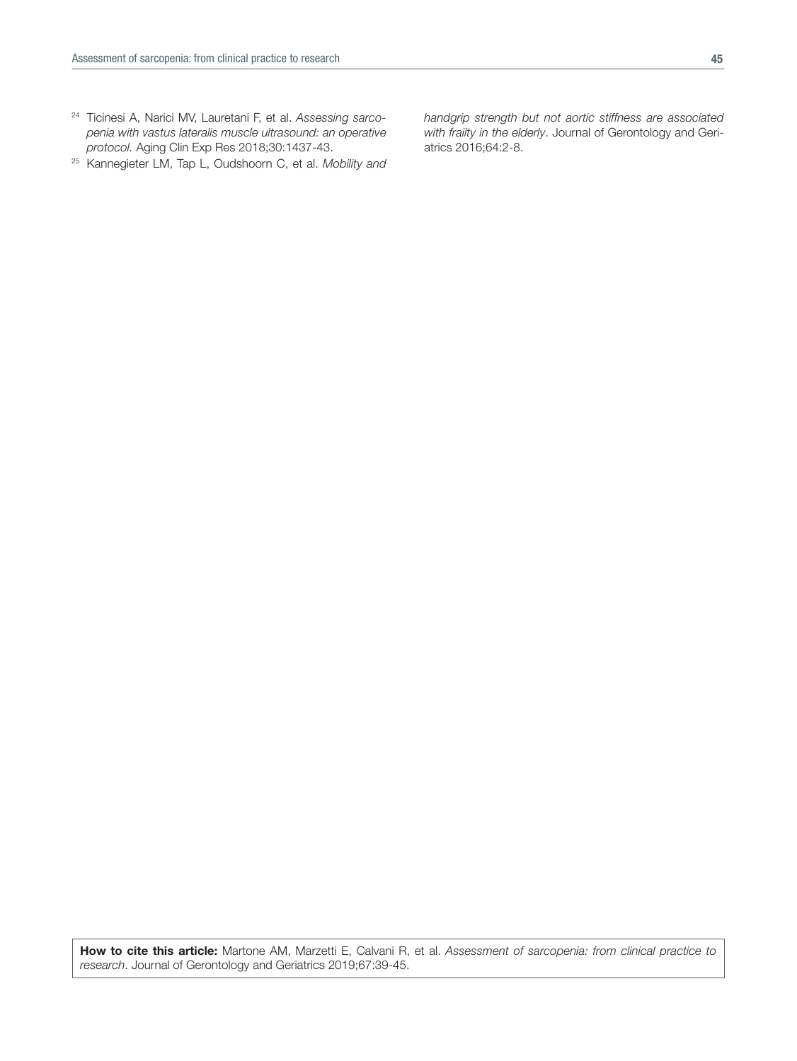[24] Ticinesi A, Narici MV, Lauretani F, et al. *Assessing sarcopenia with vastus lateralis muscle ultrasound: an operative protocol.* Aging Clin Exp Res 2018;30:1437-43.

[25] Kannegieter LM, Tap L, Oudshoorn C, et al. *Mobility and handgrip strength but not aortic stiffness are associated with frailty in the elderly*. Journal of Gerontology and Geriatrics 2016;64:2-8.

**How to cite this article:** Martone AM, Marzetti E, Calvani R, et al. *Assessment of sarcopenia: from clinical practice to research*. Journal of Gerontology and Geriatrics 2019;67:39-45.